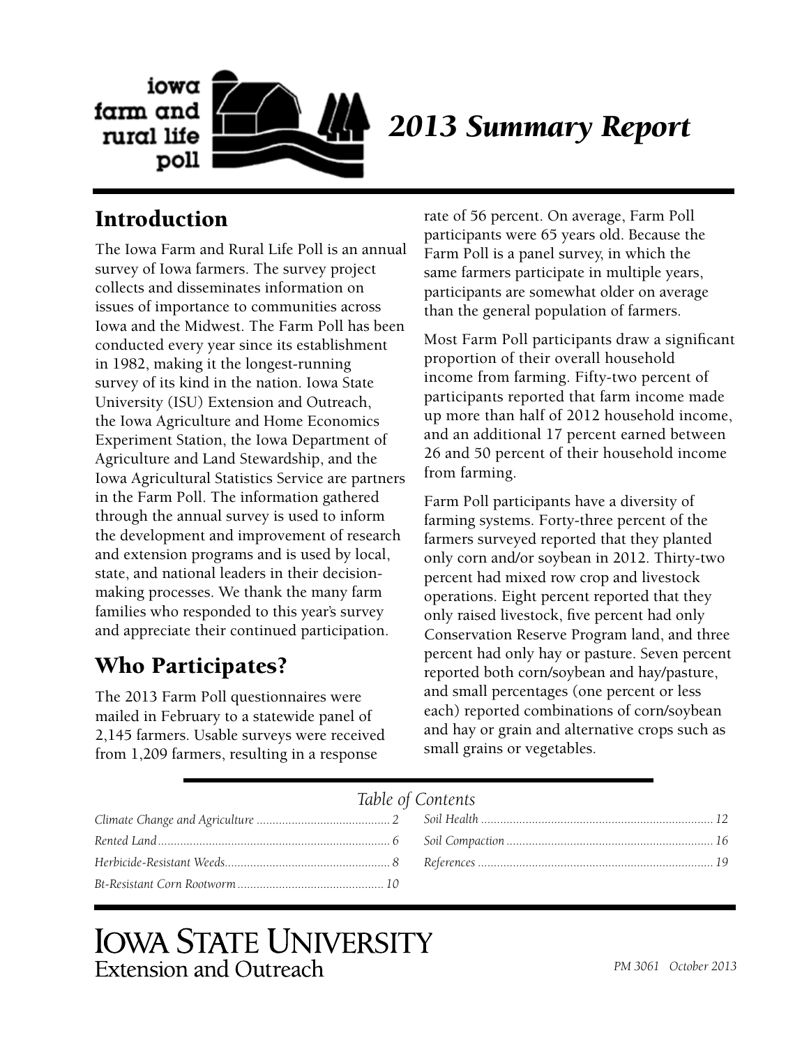# 2013 Summary Report

iowa farm and rural life poll

## Introduction

The Iowa Farm and Rural Life Poll is an annual survey of Iowa farmers. The survey project collects and disseminates information on issues of importance to communities across Iowa and the Midwest. The Farm Poll has been conducted every year since its establishment in 1982, making it the longest-running survey of its kind in the nation. Iowa State University (ISU) Extension and Outreach, the Iowa Agriculture and Home Economics Experiment Station, the Iowa Department of Agriculture and Land Stewardship, and the Iowa Agricultural Statistics Service are partners in the Farm Poll. The information gathered through the annual survey is used to inform the development and improvement of research and extension programs and is used by local, state, and national leaders in their decision-making processes. We thank the many farm families who responded to this year's survey and appreciate their continued participation.

## Who Participates?

The 2013 Farm Poll questionnaires were mailed in February to a statewide panel of 2,145 farmers. Usable surveys were received from 1,209 farmers, resulting in a response rate of 56 percent. On average, Farm Poll participants were 65 years old. Because the Farm Poll is a panel survey, in which the same farmers participate in multiple years, participants are somewhat older on average than the general population of farmers.

Most Farm Poll participants draw a significant proportion of their overall household income from farming. Fifty-two percent of participants reported that farm income made up more than half of 2012 household income, and an additional 17 percent earned between 26 and 50 percent of their household income from farming.

Farm Poll participants have a diversity of farming systems. Forty-three percent of the farmers surveyed reported that they planted only corn and/or soybean in 2012. Thirty-two percent had mixed row crop and livestock operations. Eight percent reported that they only raised livestock, five percent had only Conservation Reserve Program land, and three percent had only hay or pasture. Seven percent reported both corn/soybean and hay/pasture, and small percentages (one percent or less each) reported combinations of corn/soybean and hay or grain and alternative crops such as small grains or vegetables.

*Table of Contents*

| | |
|---|---|
| *Climate Change and Agriculture* | *2* |
| *Rented Land* | *6* |
| *Herbicide-Resistant Weeds* | *8* |
| *Bt-Resistant Corn Rootworm* | *10* |
| *Soil Health* | *12* |
| *Soil Compaction* | *16* |
| *References* | *19* |

IOWA STATE UNIVERSITY
Extension and Outreach

PM 3061 October 2013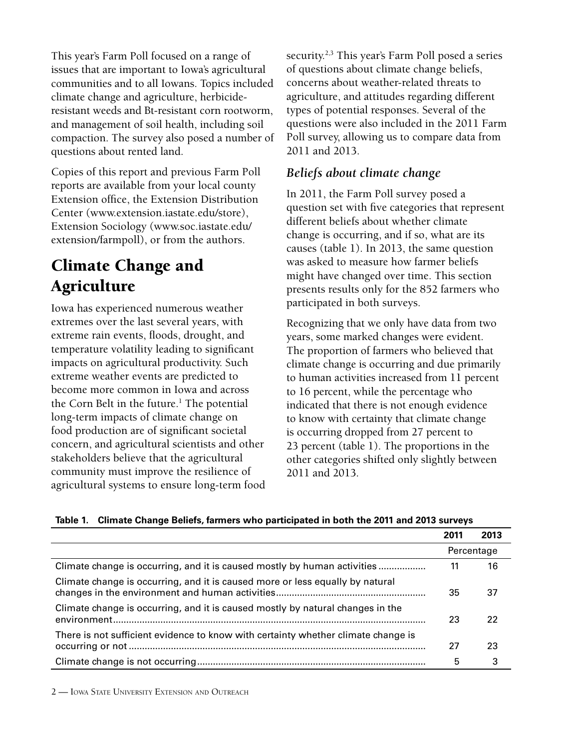This year's Farm Poll focused on a range of issues that are important to Iowa's agricultural communities and to all Iowans. Topics included climate change and agriculture, herbicide-resistant weeds and Bt-resistant corn rootworm, and management of soil health, including soil compaction. The survey also posed a number of questions about rented land.

Copies of this report and previous Farm Poll reports are available from your local county Extension office, the Extension Distribution Center (www.extension.iastate.edu/store), Extension Sociology (www.soc.iastate.edu/extension/farmpoll), or from the authors.

# Climate Change and Agriculture

Iowa has experienced numerous weather extremes over the last several years, with extreme rain events, floods, drought, and temperature volatility leading to significant impacts on agricultural productivity. Such extreme weather events are predicted to become more common in Iowa and across the Corn Belt in the future.[1] The potential long-term impacts of climate change on food production are of significant societal concern, and agricultural scientists and other stakeholders believe that the agricultural community must improve the resilience of agricultural systems to ensure long-term food security.[2,3] This year's Farm Poll posed a series of questions about climate change beliefs, concerns about weather-related threats to agriculture, and attitudes regarding different types of potential responses. Several of the questions were also included in the 2011 Farm Poll survey, allowing us to compare data from 2011 and 2013.

### *Beliefs about climate change*

In 2011, the Farm Poll survey posed a question set with five categories that represent different beliefs about whether climate change is occurring, and if so, what are its causes (table 1). In 2013, the same question was asked to measure how farmer beliefs might have changed over time. This section presents results only for the 852 farmers who participated in both surveys.

Recognizing that we only have data from two years, some marked changes were evident. The proportion of farmers who believed that climate change is occurring and due primarily to human activities increased from 11 percent to 16 percent, while the percentage who indicated that there is not enough evidence to know with certainty that climate change is occurring dropped from 27 percent to 23 percent (table 1). The proportions in the other categories shifted only slightly between 2011 and 2013.

**Table 1. Climate Change Beliefs, farmers who participated in both the 2011 and 2013 surveys**

| | 2011 | 2013 |
|---|---|---|
| | Percentage | |
| Climate change is occurring, and it is caused mostly by human activities | 11 | 16 |
| Climate change is occurring, and it is caused more or less equally by natural changes in the environment and human activities | 35 | 37 |
| Climate change is occurring, and it is caused mostly by natural changes in the environment | 23 | 22 |
| There is not sufficient evidence to know with certainty whether climate change is occurring or not | 27 | 23 |
| Climate change is not occurring | 5 | 3 |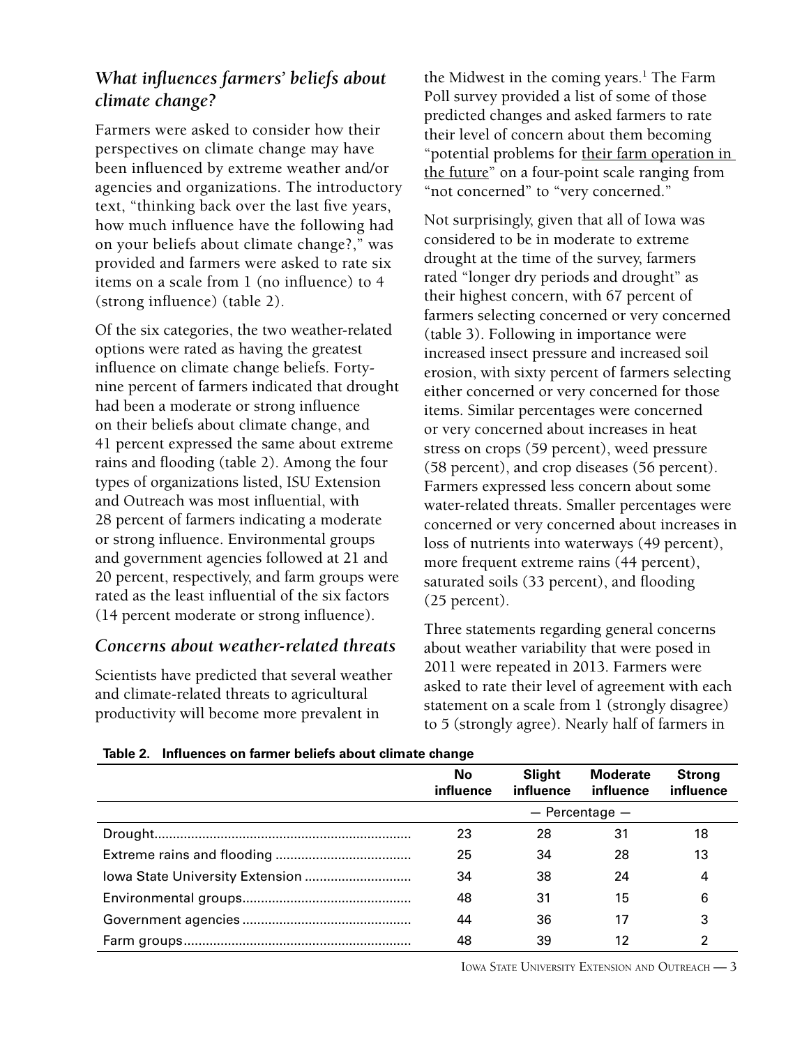## *What influences farmers' beliefs about climate change?*

Farmers were asked to consider how their perspectives on climate change may have been influenced by extreme weather and/or agencies and organizations. The introductory text, "thinking back over the last five years, how much influence have the following had on your beliefs about climate change?," was provided and farmers were asked to rate six items on a scale from 1 (no influence) to 4 (strong influence) (table 2).

Of the six categories, the two weather-related options were rated as having the greatest influence on climate change beliefs. Forty-nine percent of farmers indicated that drought had been a moderate or strong influence on their beliefs about climate change, and 41 percent expressed the same about extreme rains and flooding (table 2). Among the four types of organizations listed, ISU Extension and Outreach was most influential, with 28 percent of farmers indicating a moderate or strong influence. Environmental groups and government agencies followed at 21 and 20 percent, respectively, and farm groups were rated as the least influential of the six factors (14 percent moderate or strong influence).

## *Concerns about weather-related threats*

Scientists have predicted that several weather and climate-related threats to agricultural productivity will become more prevalent in the Midwest in the coming years.[1] The Farm Poll survey provided a list of some of those predicted changes and asked farmers to rate their level of concern about them becoming "potential problems for <u>their farm operation in the future</u>" on a four-point scale ranging from "not concerned" to "very concerned."

Not surprisingly, given that all of Iowa was considered to be in moderate to extreme drought at the time of the survey, farmers rated "longer dry periods and drought" as their highest concern, with 67 percent of farmers selecting concerned or very concerned (table 3). Following in importance were increased insect pressure and increased soil erosion, with sixty percent of farmers selecting either concerned or very concerned for those items. Similar percentages were concerned or very concerned about increases in heat stress on crops (59 percent), weed pressure (58 percent), and crop diseases (56 percent). Farmers expressed less concern about some water-related threats. Smaller percentages were concerned or very concerned about increases in loss of nutrients into waterways (49 percent), more frequent extreme rains (44 percent), saturated soils (33 percent), and flooding (25 percent).

Three statements regarding general concerns about weather variability that were posed in 2011 were repeated in 2013. Farmers were asked to rate their level of agreement with each statement on a scale from 1 (strongly disagree) to 5 (strongly agree). Nearly half of farmers in

**Table 2. Influences on farmer beliefs about climate change**

| | No influence | Slight influence | Moderate influence | Strong influence |
|---|---|---|---|---|
| | — Percentage — | | | |
| Drought | 23 | 28 | 31 | 18 |
| Extreme rains and flooding | 25 | 34 | 28 | 13 |
| Iowa State University Extension | 34 | 38 | 24 | 4 |
| Environmental groups | 48 | 31 | 15 | 6 |
| Government agencies | 44 | 36 | 17 | 3 |
| Farm groups | 48 | 39 | 12 | 2 |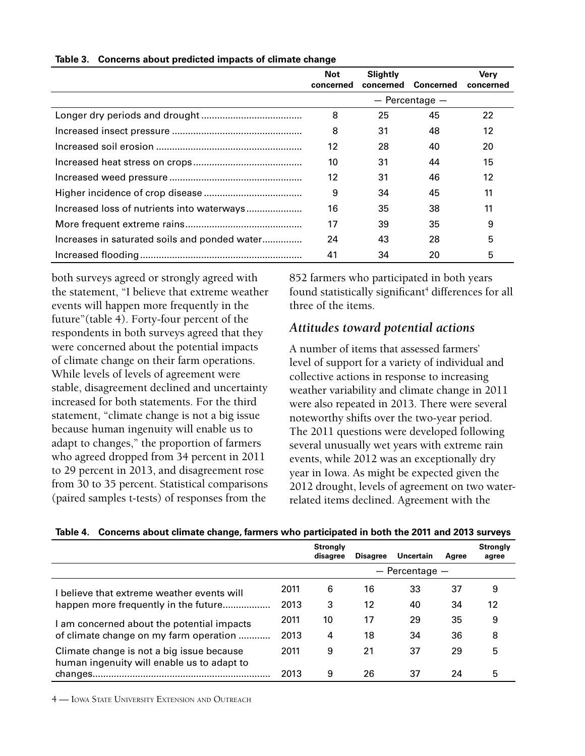**Table 3. Concerns about predicted impacts of climate change**

| | Not concerned | Slightly concerned | Concerned | Very concerned |
|---|---|---|---|---|
| | — Percentage — | | | |
| Longer dry periods and drought | 8 | 25 | 45 | 22 |
| Increased insect pressure | 8 | 31 | 48 | 12 |
| Increased soil erosion | 12 | 28 | 40 | 20 |
| Increased heat stress on crops | 10 | 31 | 44 | 15 |
| Increased weed pressure | 12 | 31 | 46 | 12 |
| Higher incidence of crop disease | 9 | 34 | 45 | 11 |
| Increased loss of nutrients into waterways | 16 | 35 | 38 | 11 |
| More frequent extreme rains | 17 | 39 | 35 | 9 |
| Increases in saturated soils and ponded water | 24 | 43 | 28 | 5 |
| Increased flooding | 41 | 34 | 20 | 5 |

both surveys agreed or strongly agreed with the statement, "I believe that extreme weather events will happen more frequently in the future"(table 4). Forty-four percent of the respondents in both surveys agreed that they were concerned about the potential impacts of climate change on their farm operations. While levels of levels of agreement were stable, disagreement declined and uncertainty increased for both statements. For the third statement, "climate change is not a big issue because human ingenuity will enable us to adapt to changes," the proportion of farmers who agreed dropped from 34 percent in 2011 to 29 percent in 2013, and disagreement rose from 30 to 35 percent. Statistical comparisons (paired samples t-tests) of responses from the 852 farmers who participated in both years found statistically significant[4] differences for all three of the items.

## *Attitudes toward potential actions*

A number of items that assessed farmers' level of support for a variety of individual and collective actions in response to increasing weather variability and climate change in 2011 were also repeated in 2013. There were several noteworthy shifts over the two-year period. The 2011 questions were developed following several unusually wet years with extreme rain events, while 2012 was an exceptionally dry year in Iowa. As might be expected given the 2012 drought, levels of agreement on two water-related items declined. Agreement with the

**Table 4. Concerns about climate change, farmers who participated in both the 2011 and 2013 surveys**

| | | Strongly disagree | Disagree | Uncertain | Agree | Strongly agree |
|---|---|---|---|---|---|---|
| | | — Percentage — | | | | |
| I believe that extreme weather events will happen more frequently in the future | 2011 | 6 | 16 | 33 | 37 | 9 |
| | 2013 | 3 | 12 | 40 | 34 | 12 |
| I am concerned about the potential impacts of climate change on my farm operation | 2011 | 10 | 17 | 29 | 35 | 9 |
| | 2013 | 4 | 18 | 34 | 36 | 8 |
| Climate change is not a big issue because human ingenuity will enable us to adapt to changes | 2011 | 9 | 21 | 37 | 29 | 5 |
| | 2013 | 9 | 26 | 37 | 24 | 5 |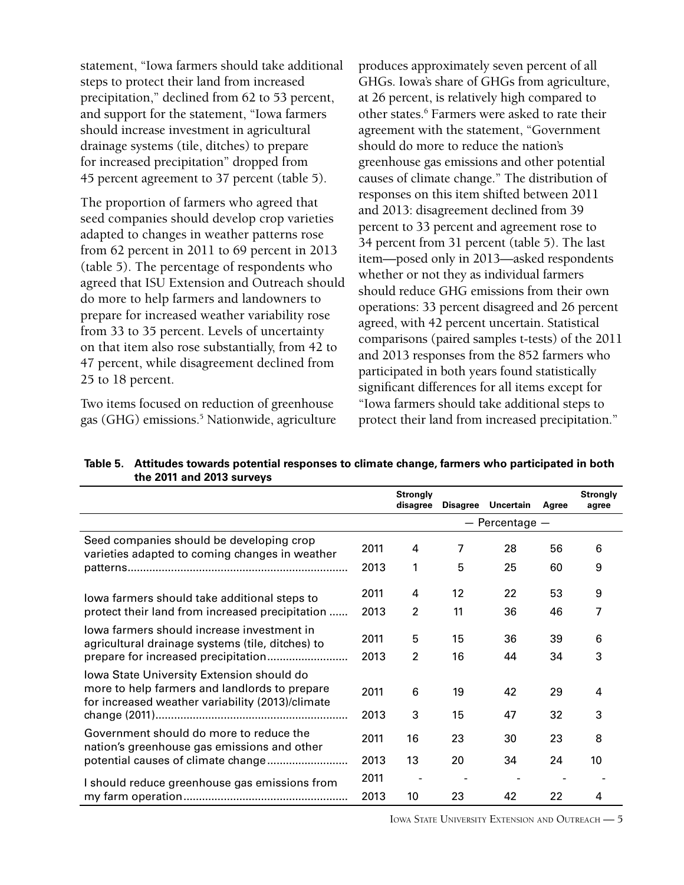statement, "Iowa farmers should take additional steps to protect their land from increased precipitation," declined from 62 to 53 percent, and support for the statement, "Iowa farmers should increase investment in agricultural drainage systems (tile, ditches) to prepare for increased precipitation" dropped from 45 percent agreement to 37 percent (table 5).

The proportion of farmers who agreed that seed companies should develop crop varieties adapted to changes in weather patterns rose from 62 percent in 2011 to 69 percent in 2013 (table 5). The percentage of respondents who agreed that ISU Extension and Outreach should do more to help farmers and landowners to prepare for increased weather variability rose from 33 to 35 percent. Levels of uncertainty on that item also rose substantially, from 42 to 47 percent, while disagreement declined from 25 to 18 percent.

Two items focused on reduction of greenhouse gas (GHG) emissions.[5] Nationwide, agriculture produces approximately seven percent of all GHGs. Iowa's share of GHGs from agriculture, at 26 percent, is relatively high compared to other states.[6] Farmers were asked to rate their agreement with the statement, "Government should do more to reduce the nation's greenhouse gas emissions and other potential causes of climate change." The distribution of responses on this item shifted between 2011 and 2013: disagreement declined from 39 percent to 33 percent and agreement rose to 34 percent from 31 percent (table 5). The last item—posed only in 2013—asked respondents whether or not they as individual farmers should reduce GHG emissions from their own operations: 33 percent disagreed and 26 percent agreed, with 42 percent uncertain. Statistical comparisons (paired samples t-tests) of the 2011 and 2013 responses from the 852 farmers who participated in both years found statistically significant differences for all items except for "Iowa farmers should take additional steps to protect their land from increased precipitation."

**Table 5. Attitudes towards potential responses to climate change, farmers who participated in both the 2011 and 2013 surveys**

| | | Strongly disagree | Disagree | Uncertain | Agree | Strongly agree |
|---|---|---|---|---|---|---|
| | | — Percentage — | | | | |
| Seed companies should be developing crop varieties adapted to coming changes in weather patterns | 2011 | 4 | 7 | 28 | 56 | 6 |
| | 2013 | 1 | 5 | 25 | 60 | 9 |
| Iowa farmers should take additional steps to protect their land from increased precipitation | 2011 | 4 | 12 | 22 | 53 | 9 |
| | 2013 | 2 | 11 | 36 | 46 | 7 |
| Iowa farmers should increase investment in agricultural drainage systems (tile, ditches) to prepare for increased precipitation | 2011 | 5 | 15 | 36 | 39 | 6 |
| | 2013 | 2 | 16 | 44 | 34 | 3 |
| Iowa State University Extension should do more to help farmers and landlords to prepare for increased weather variability (2013)/climate change (2011) | 2011 | 6 | 19 | 42 | 29 | 4 |
| | 2013 | 3 | 15 | 47 | 32 | 3 |
| Government should do more to reduce the nation's greenhouse gas emissions and other potential causes of climate change | 2011 | 16 | 23 | 30 | 23 | 8 |
| | 2013 | 13 | 20 | 34 | 24 | 10 |
| I should reduce greenhouse gas emissions from my farm operation | 2011 | - | - | - | - | - |
| | 2013 | 10 | 23 | 42 | 22 | 4 |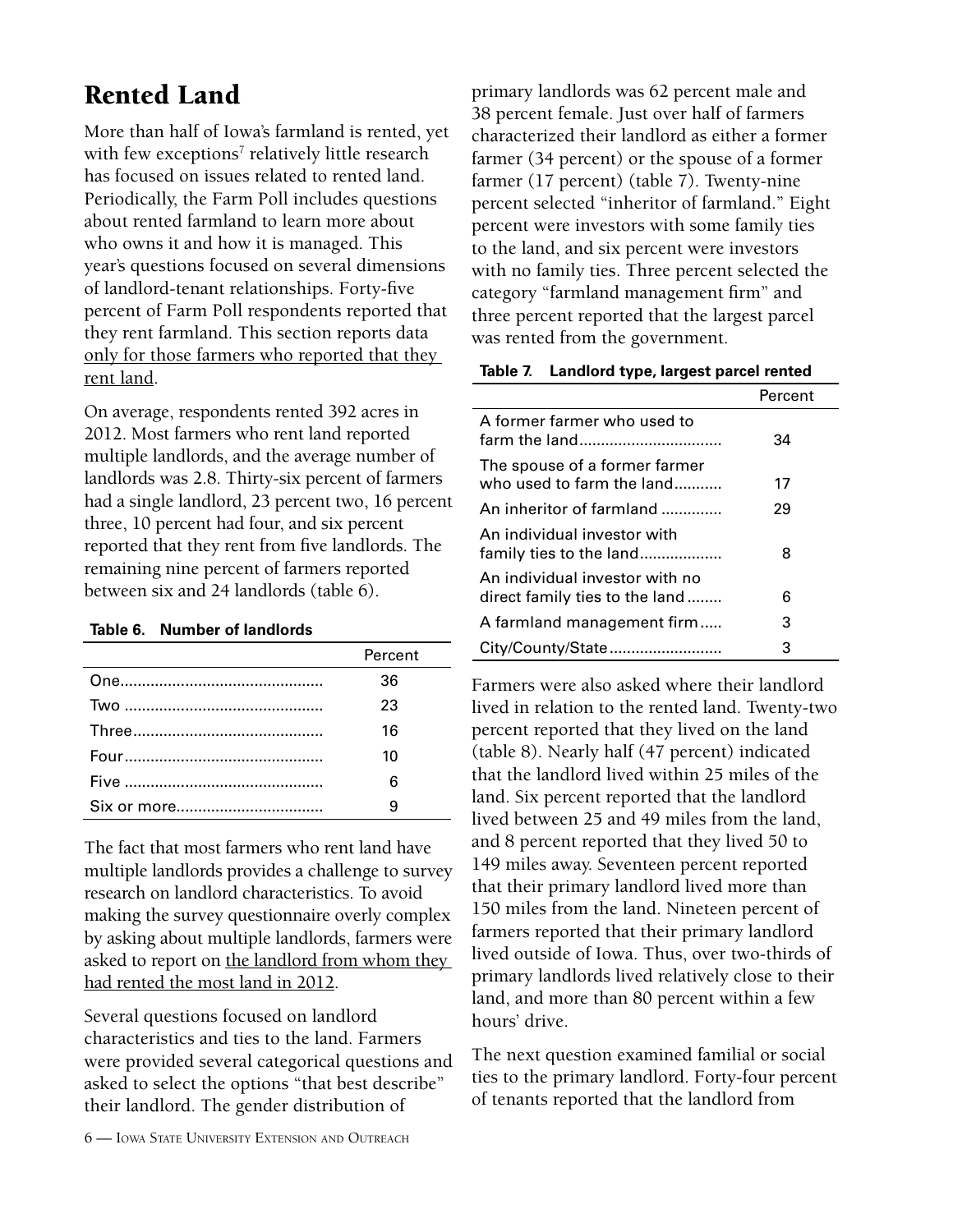# Rented Land

More than half of Iowa's farmland is rented, yet with few exceptions[7] relatively little research has focused on issues related to rented land. Periodically, the Farm Poll includes questions about rented farmland to learn more about who owns it and how it is managed. This year's questions focused on several dimensions of landlord-tenant relationships. Forty-five percent of Farm Poll respondents reported that they rent farmland. This section reports data only for those farmers who reported that they rent land.

On average, respondents rented 392 acres in 2012. Most farmers who rent land reported multiple landlords, and the average number of landlords was 2.8. Thirty-six percent of farmers had a single landlord, 23 percent two, 16 percent three, 10 percent had four, and six percent reported that they rent from five landlords. The remaining nine percent of farmers reported between six and 24 landlords (table 6).

**Table 6. Number of landlords**

| | Percent |
|---|---|
| One | 36 |
| Two | 23 |
| Three | 16 |
| Four | 10 |
| Five | 6 |
| Six or more | 9 |

The fact that most farmers who rent land have multiple landlords provides a challenge to survey research on landlord characteristics. To avoid making the survey questionnaire overly complex by asking about multiple landlords, farmers were asked to report on the landlord from whom they had rented the most land in 2012.

Several questions focused on landlord characteristics and ties to the land. Farmers were provided several categorical questions and asked to select the options "that best describe" their landlord. The gender distribution of primary landlords was 62 percent male and 38 percent female. Just over half of farmers characterized their landlord as either a former farmer (34 percent) or the spouse of a former farmer (17 percent) (table 7). Twenty-nine percent selected "inheritor of farmland." Eight percent were investors with some family ties to the land, and six percent were investors with no family ties. Three percent selected the category "farmland management firm" and three percent reported that the largest parcel was rented from the government.

**Table 7. Landlord type, largest parcel rented**

| | Percent |
|---|---|
| A former farmer who used to farm the land | 34 |
| The spouse of a former farmer who used to farm the land | 17 |
| An inheritor of farmland | 29 |
| An individual investor with family ties to the land | 8 |
| An individual investor with no direct family ties to the land | 6 |
| A farmland management firm | 3 |
| City/County/State | 3 |

Farmers were also asked where their landlord lived in relation to the rented land. Twenty-two percent reported that they lived on the land (table 8). Nearly half (47 percent) indicated that the landlord lived within 25 miles of the land. Six percent reported that the landlord lived between 25 and 49 miles from the land, and 8 percent reported that they lived 50 to 149 miles away. Seventeen percent reported that their primary landlord lived more than 150 miles from the land. Nineteen percent of farmers reported that their primary landlord lived outside of Iowa. Thus, over two-thirds of primary landlords lived relatively close to their land, and more than 80 percent within a few hours' drive.

The next question examined familial or social ties to the primary landlord. Forty-four percent of tenants reported that the landlord from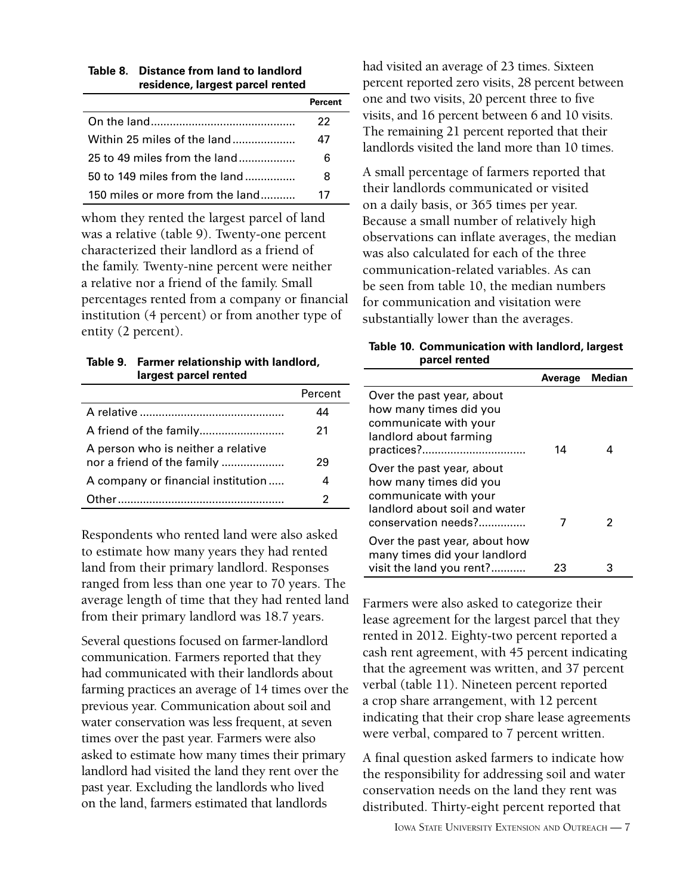**Table 8. Distance from land to landlord residence, largest parcel rented**

| | Percent |
|---|---|
| On the land | 22 |
| Within 25 miles of the land | 47 |
| 25 to 49 miles from the land | 6 |
| 50 to 149 miles from the land | 8 |
| 150 miles or more from the land | 17 |

whom they rented the largest parcel of land was a relative (table 9). Twenty-one percent characterized their landlord as a friend of the family. Twenty-nine percent were neither a relative nor a friend of the family. Small percentages rented from a company or financial institution (4 percent) or from another type of entity (2 percent).

**Table 9. Farmer relationship with landlord, largest parcel rented**

| | Percent |
|---|---|
| A relative | 44 |
| A friend of the family | 21 |
| A person who is neither a relative nor a friend of the family | 29 |
| A company or financial institution | 4 |
| Other | 2 |

Respondents who rented land were also asked to estimate how many years they had rented land from their primary landlord. Responses ranged from less than one year to 70 years. The average length of time that they had rented land from their primary landlord was 18.7 years.

Several questions focused on farmer-landlord communication. Farmers reported that they had communicated with their landlords about farming practices an average of 14 times over the previous year. Communication about soil and water conservation was less frequent, at seven times over the past year. Farmers were also asked to estimate how many times their primary landlord had visited the land they rent over the past year. Excluding the landlords who lived on the land, farmers estimated that landlords had visited an average of 23 times. Sixteen percent reported zero visits, 28 percent between one and two visits, 20 percent three to five visits, and 16 percent between 6 and 10 visits. The remaining 21 percent reported that their landlords visited the land more than 10 times.

A small percentage of farmers reported that their landlords communicated or visited on a daily basis, or 365 times per year. Because a small number of relatively high observations can inflate averages, the median was also calculated for each of the three communication-related variables. As can be seen from table 10, the median numbers for communication and visitation were substantially lower than the averages.

**Table 10. Communication with landlord, largest parcel rented**

| | Average | Median |
|---|---|---|
| Over the past year, about how many times did you communicate with your landlord about farming practices? | 14 | 4 |
| Over the past year, about how many times did you communicate with your landlord about soil and water conservation needs? | 7 | 2 |
| Over the past year, about how many times did your landlord visit the land you rent? | 23 | 3 |

Farmers were also asked to categorize their lease agreement for the largest parcel that they rented in 2012. Eighty-two percent reported a cash rent agreement, with 45 percent indicating that the agreement was written, and 37 percent verbal (table 11). Nineteen percent reported a crop share arrangement, with 12 percent indicating that their crop share lease agreements were verbal, compared to 7 percent written.

A final question asked farmers to indicate how the responsibility for addressing soil and water conservation needs on the land they rent was distributed. Thirty-eight percent reported that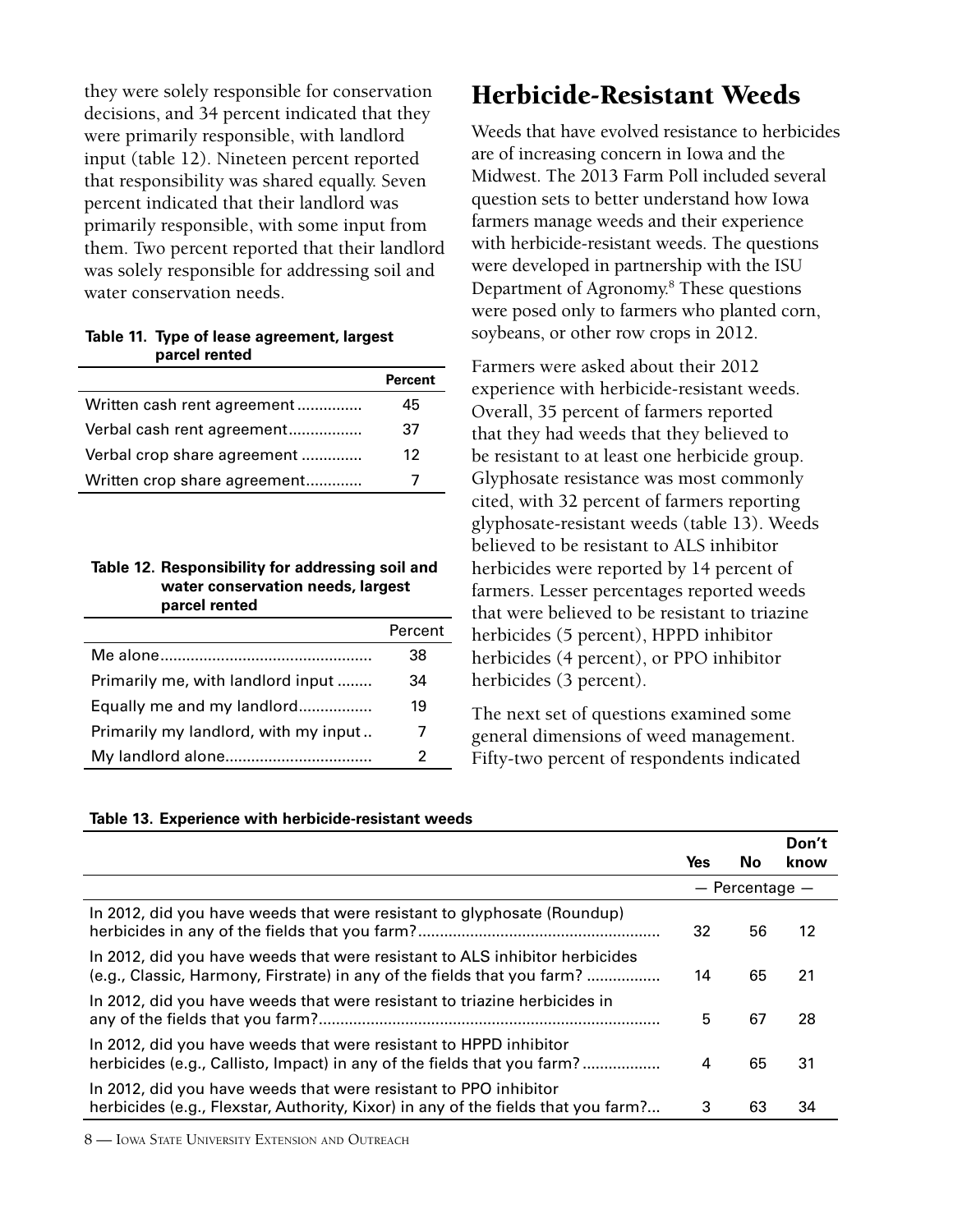they were solely responsible for conservation decisions, and 34 percent indicated that they were primarily responsible, with landlord input (table 12). Nineteen percent reported that responsibility was shared equally. Seven percent indicated that their landlord was primarily responsible, with some input from them. Two percent reported that their landlord was solely responsible for addressing soil and water conservation needs.

**Table 11. Type of lease agreement, largest parcel rented**

| | Percent |
|---|---|
| Written cash rent agreement | 45 |
| Verbal cash rent agreement | 37 |
| Verbal crop share agreement | 12 |
| Written crop share agreement | 7 |

**Table 12. Responsibility for addressing soil and water conservation needs, largest parcel rented**

| | Percent |
|---|---|
| Me alone | 38 |
| Primarily me, with landlord input | 34 |
| Equally me and my landlord | 19 |
| Primarily my landlord, with my input | 7 |
| My landlord alone | 2 |

# Herbicide-Resistant Weeds

Weeds that have evolved resistance to herbicides are of increasing concern in Iowa and the Midwest. The 2013 Farm Poll included several question sets to better understand how Iowa farmers manage weeds and their experience with herbicide-resistant weeds. The questions were developed in partnership with the ISU Department of Agronomy.[8] These questions were posed only to farmers who planted corn, soybeans, or other row crops in 2012.

Farmers were asked about their 2012 experience with herbicide-resistant weeds. Overall, 35 percent of farmers reported that they had weeds that they believed to be resistant to at least one herbicide group. Glyphosate resistance was most commonly cited, with 32 percent of farmers reporting glyphosate-resistant weeds (table 13). Weeds believed to be resistant to ALS inhibitor herbicides were reported by 14 percent of farmers. Lesser percentages reported weeds that were believed to be resistant to triazine herbicides (5 percent), HPPD inhibitor herbicides (4 percent), or PPO inhibitor herbicides (3 percent).

The next set of questions examined some general dimensions of weed management. Fifty-two percent of respondents indicated

**Table 13. Experience with herbicide-resistant weeds**

| | Yes | No | Don't know |
|---|---|---|---|
| | — Percentage — | | |
| In 2012, did you have weeds that were resistant to glyphosate (Roundup) herbicides in any of the fields that you farm? | 32 | 56 | 12 |
| In 2012, did you have weeds that were resistant to ALS inhibitor herbicides (e.g., Classic, Harmony, Firstrate) in any of the fields that you farm? | 14 | 65 | 21 |
| In 2012, did you have weeds that were resistant to triazine herbicides in any of the fields that you farm? | 5 | 67 | 28 |
| In 2012, did you have weeds that were resistant to HPPD inhibitor herbicides (e.g., Callisto, Impact) in any of the fields that you farm? | 4 | 65 | 31 |
| In 2012, did you have weeds that were resistant to PPO inhibitor herbicides (e.g., Flexstar, Authority, Kixor) in any of the fields that you farm? | 3 | 63 | 34 |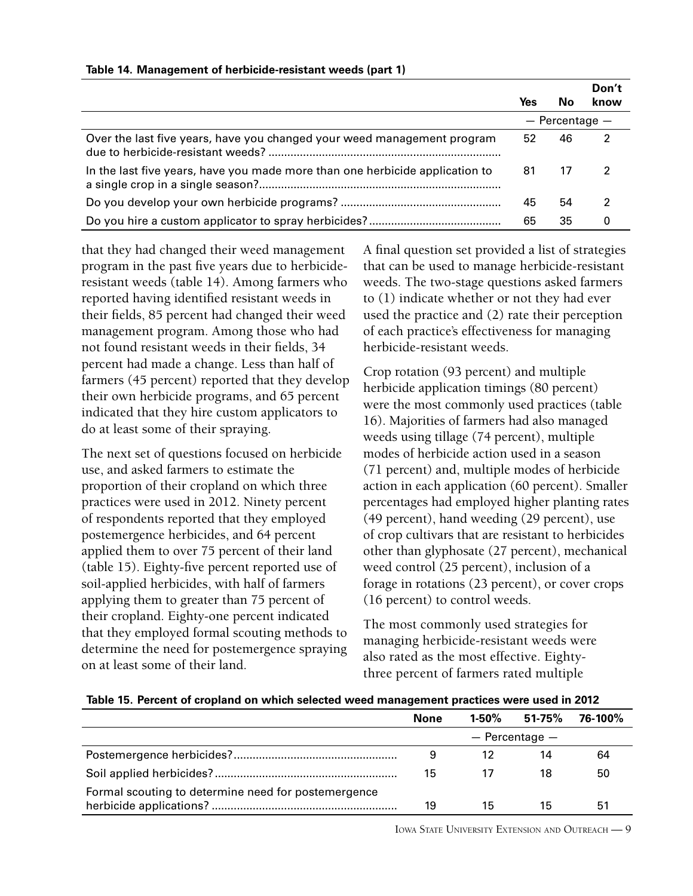**Table 14. Management of herbicide-resistant weeds (part 1)**

| | Yes | No | Don't know |
|---|---|---|---|
| | — Percentage — | | |
| Over the last five years, have you changed your weed management program due to herbicide-resistant weeds? | 52 | 46 | 2 |
| In the last five years, have you made more than one herbicide application to a single crop in a single season? | 81 | 17 | 2 |
| Do you develop your own herbicide programs? | 45 | 54 | 2 |
| Do you hire a custom applicator to spray herbicides? | 65 | 35 | 0 |

that they had changed their weed management program in the past five years due to herbicide-resistant weeds (table 14). Among farmers who reported having identified resistant weeds in their fields, 85 percent had changed their weed management program. Among those who had not found resistant weeds in their fields, 34 percent had made a change. Less than half of farmers (45 percent) reported that they develop their own herbicide programs, and 65 percent indicated that they hire custom applicators to do at least some of their spraying.

The next set of questions focused on herbicide use, and asked farmers to estimate the proportion of their cropland on which three practices were used in 2012. Ninety percent of respondents reported that they employed postemergence herbicides, and 64 percent applied them to over 75 percent of their land (table 15). Eighty-five percent reported use of soil-applied herbicides, with half of farmers applying them to greater than 75 percent of their cropland. Eighty-one percent indicated that they employed formal scouting methods to determine the need for postemergence spraying on at least some of their land.

A final question set provided a list of strategies that can be used to manage herbicide-resistant weeds. The two-stage questions asked farmers to (1) indicate whether or not they had ever used the practice and (2) rate their perception of each practice's effectiveness for managing herbicide-resistant weeds.

Crop rotation (93 percent) and multiple herbicide application timings (80 percent) were the most commonly used practices (table 16). Majorities of farmers had also managed weeds using tillage (74 percent), multiple modes of herbicide action used in a season (71 percent) and, multiple modes of herbicide action in each application (60 percent). Smaller percentages had employed higher planting rates (49 percent), hand weeding (29 percent), use of crop cultivars that are resistant to herbicides other than glyphosate (27 percent), mechanical weed control (25 percent), inclusion of a forage in rotations (23 percent), or cover crops (16 percent) to control weeds.

The most commonly used strategies for managing herbicide-resistant weeds were also rated as the most effective. Eighty-three percent of farmers rated multiple

**Table 15. Percent of cropland on which selected weed management practices were used in 2012**

| | None | 1-50% | 51-75% | 76-100% |
|---|---|---|---|---|
| | — Percentage — | | | |
| Postemergence herbicides? | 9 | 12 | 14 | 64 |
| Soil applied herbicides? | 15 | 17 | 18 | 50 |
| Formal scouting to determine need for postemergence herbicide applications? | 19 | 15 | 15 | 51 |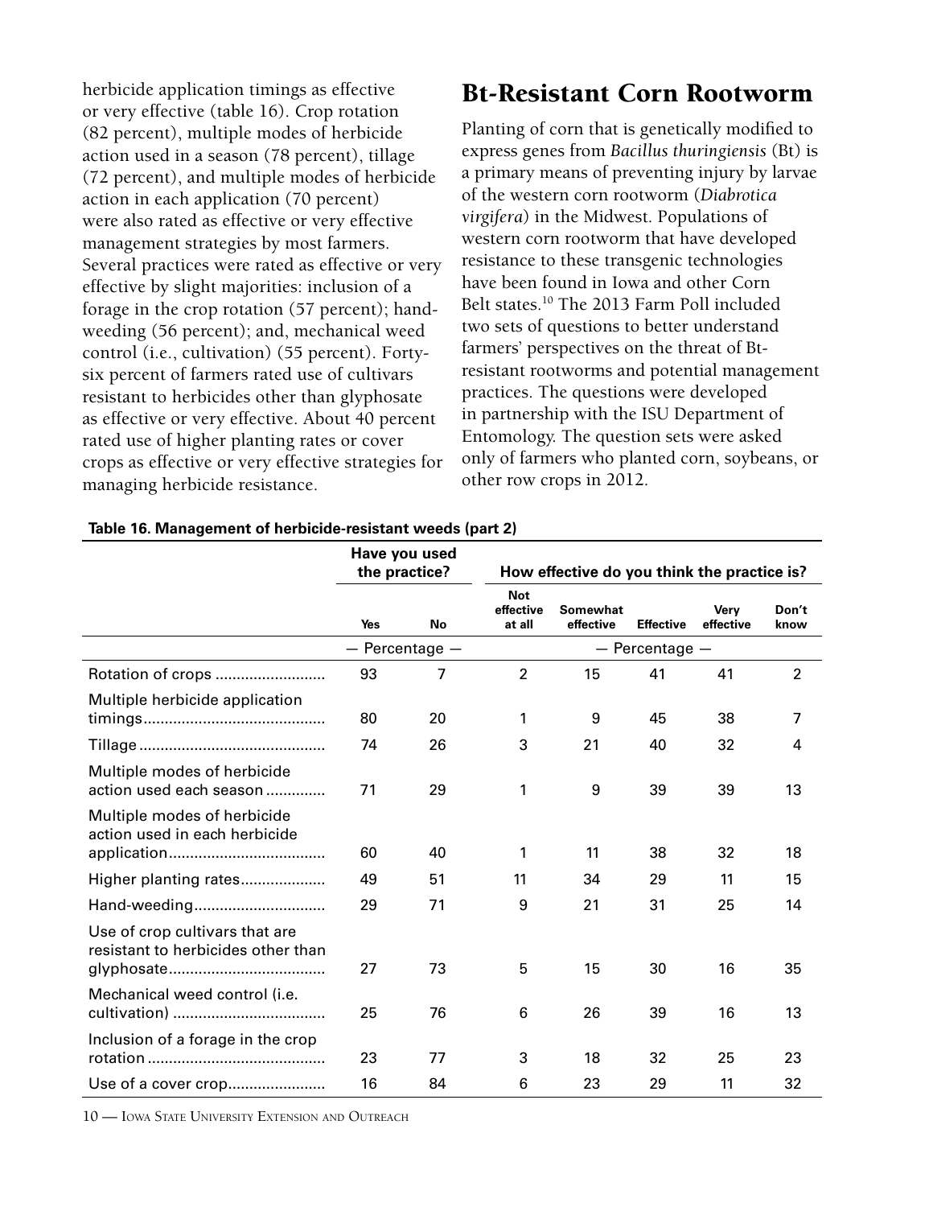herbicide application timings as effective or very effective (table 16). Crop rotation (82 percent), multiple modes of herbicide action used in a season (78 percent), tillage (72 percent), and multiple modes of herbicide action in each application (70 percent) were also rated as effective or very effective management strategies by most farmers. Several practices were rated as effective or very effective by slight majorities: inclusion of a forage in the crop rotation (57 percent); hand-weeding (56 percent); and, mechanical weed control (i.e., cultivation) (55 percent). Forty-six percent of farmers rated use of cultivars resistant to herbicides other than glyphosate as effective or very effective. About 40 percent rated use of higher planting rates or cover crops as effective or very effective strategies for managing herbicide resistance.

## Bt-Resistant Corn Rootworm

Planting of corn that is genetically modified to express genes from *Bacillus thuringiensis* (Bt) is a primary means of preventing injury by larvae of the western corn rootworm (*Diabrotica virgifera*) in the Midwest. Populations of western corn rootworm that have developed resistance to these transgenic technologies have been found in Iowa and other Corn Belt states.[10] The 2013 Farm Poll included two sets of questions to better understand farmers' perspectives on the threat of Bt-resistant rootworms and potential management practices. The questions were developed in partnership with the ISU Department of Entomology. The question sets were asked only of farmers who planted corn, soybeans, or other row crops in 2012.

**Table 16. Management of herbicide-resistant weeds (part 2)**

| | Have you used the practice? | | How effective do you think the practice is? | | | | |
|---|---|---|---|---|---|---|---|
| | Yes | No | Not effective at all | Somewhat effective | Effective | Very effective | Don't know |
| | — Percentage — | | — Percentage — | | | | |
| Rotation of crops | 93 | 7 | 2 | 15 | 41 | 41 | 2 |
| Multiple herbicide application timings | 80 | 20 | 1 | 9 | 45 | 38 | 7 |
| Tillage | 74 | 26 | 3 | 21 | 40 | 32 | 4 |
| Multiple modes of herbicide action used each season | 71 | 29 | 1 | 9 | 39 | 39 | 13 |
| Multiple modes of herbicide action used in each herbicide application | 60 | 40 | 1 | 11 | 38 | 32 | 18 |
| Higher planting rates | 49 | 51 | 11 | 34 | 29 | 11 | 15 |
| Hand-weeding | 29 | 71 | 9 | 21 | 31 | 25 | 14 |
| Use of crop cultivars that are resistant to herbicides other than glyphosate | 27 | 73 | 5 | 15 | 30 | 16 | 35 |
| Mechanical weed control (i.e. cultivation) | 25 | 76 | 6 | 26 | 39 | 16 | 13 |
| Inclusion of a forage in the crop rotation | 23 | 77 | 3 | 18 | 32 | 25 | 23 |
| Use of a cover crop | 16 | 84 | 6 | 23 | 29 | 11 | 32 |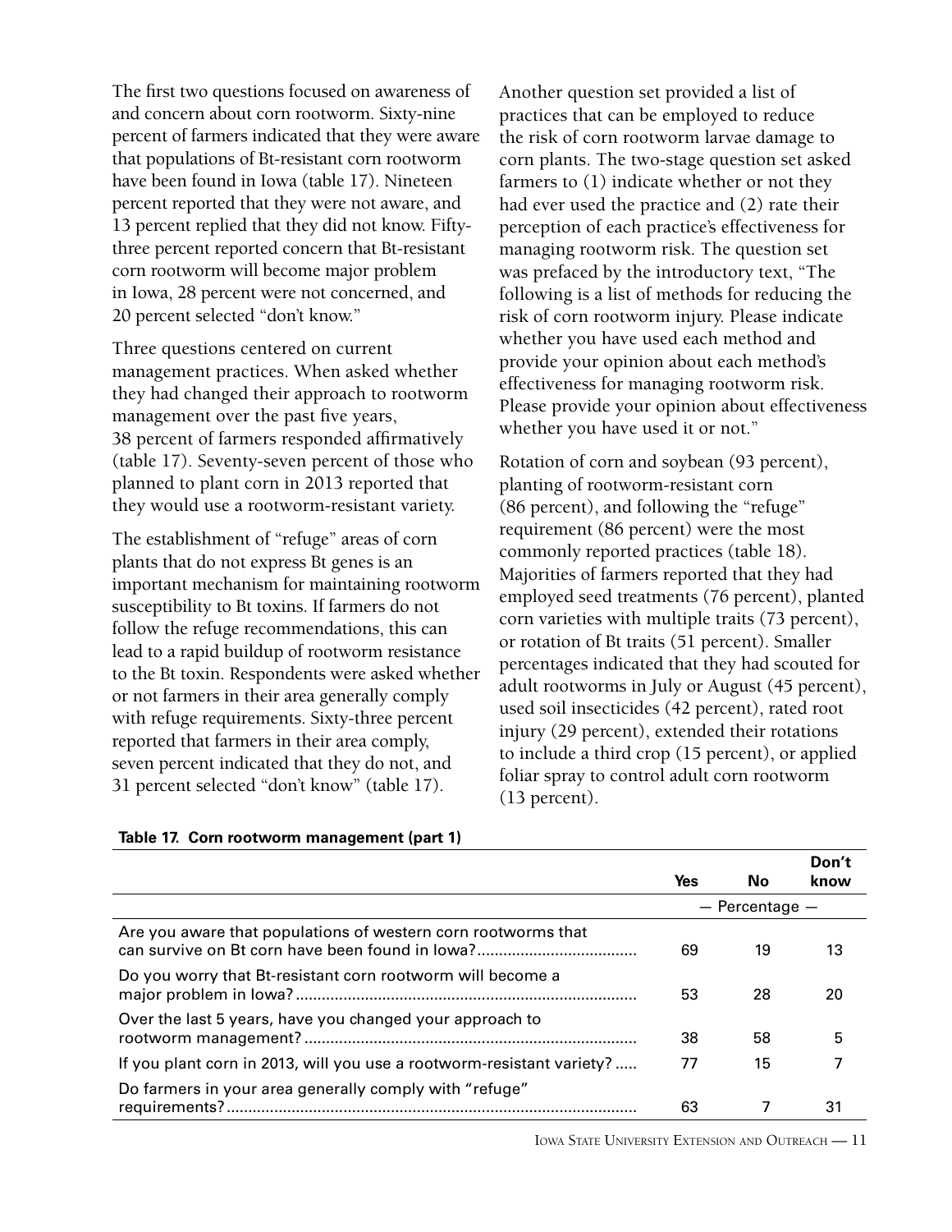The first two questions focused on awareness of and concern about corn rootworm. Sixty-nine percent of farmers indicated that they were aware that populations of Bt-resistant corn rootworm have been found in Iowa (table 17). Nineteen percent reported that they were not aware, and 13 percent replied that they did not know. Fifty-three percent reported concern that Bt-resistant corn rootworm will become major problem in Iowa, 28 percent were not concerned, and 20 percent selected "don't know."

Three questions centered on current management practices. When asked whether they had changed their approach to rootworm management over the past five years, 38 percent of farmers responded affirmatively (table 17). Seventy-seven percent of those who planned to plant corn in 2013 reported that they would use a rootworm-resistant variety.

The establishment of "refuge" areas of corn plants that do not express Bt genes is an important mechanism for maintaining rootworm susceptibility to Bt toxins. If farmers do not follow the refuge recommendations, this can lead to a rapid buildup of rootworm resistance to the Bt toxin. Respondents were asked whether or not farmers in their area generally comply with refuge requirements. Sixty-three percent reported that farmers in their area comply, seven percent indicated that they do not, and 31 percent selected "don't know" (table 17).

Another question set provided a list of practices that can be employed to reduce the risk of corn rootworm larvae damage to corn plants. The two-stage question set asked farmers to (1) indicate whether or not they had ever used the practice and (2) rate their perception of each practice's effectiveness for managing rootworm risk. The question set was prefaced by the introductory text, "The following is a list of methods for reducing the risk of corn rootworm injury. Please indicate whether you have used each method and provide your opinion about each method's effectiveness for managing rootworm risk. Please provide your opinion about effectiveness whether you have used it or not."

Rotation of corn and soybean (93 percent), planting of rootworm-resistant corn (86 percent), and following the "refuge" requirement (86 percent) were the most commonly reported practices (table 18). Majorities of farmers reported that they had employed seed treatments (76 percent), planted corn varieties with multiple traits (73 percent), or rotation of Bt traits (51 percent). Smaller percentages indicated that they had scouted for adult rootworms in July or August (45 percent), used soil insecticides (42 percent), rated root injury (29 percent), extended their rotations to include a third crop (15 percent), or applied foliar spray to control adult corn rootworm (13 percent).

**Table 17. Corn rootworm management (part 1)**

| | Yes | No | Don't know |
|---|---|---|---|
| | — Percentage — | | |
| Are you aware that populations of western corn rootworms that can survive on Bt corn have been found in Iowa? | 69 | 19 | 13 |
| Do you worry that Bt-resistant corn rootworm will become a major problem in Iowa? | 53 | 28 | 20 |
| Over the last 5 years, have you changed your approach to rootworm management? | 38 | 58 | 5 |
| If you plant corn in 2013, will you use a rootworm-resistant variety? | 77 | 15 | 7 |
| Do farmers in your area generally comply with "refuge" requirements? | 63 | 7 | 31 |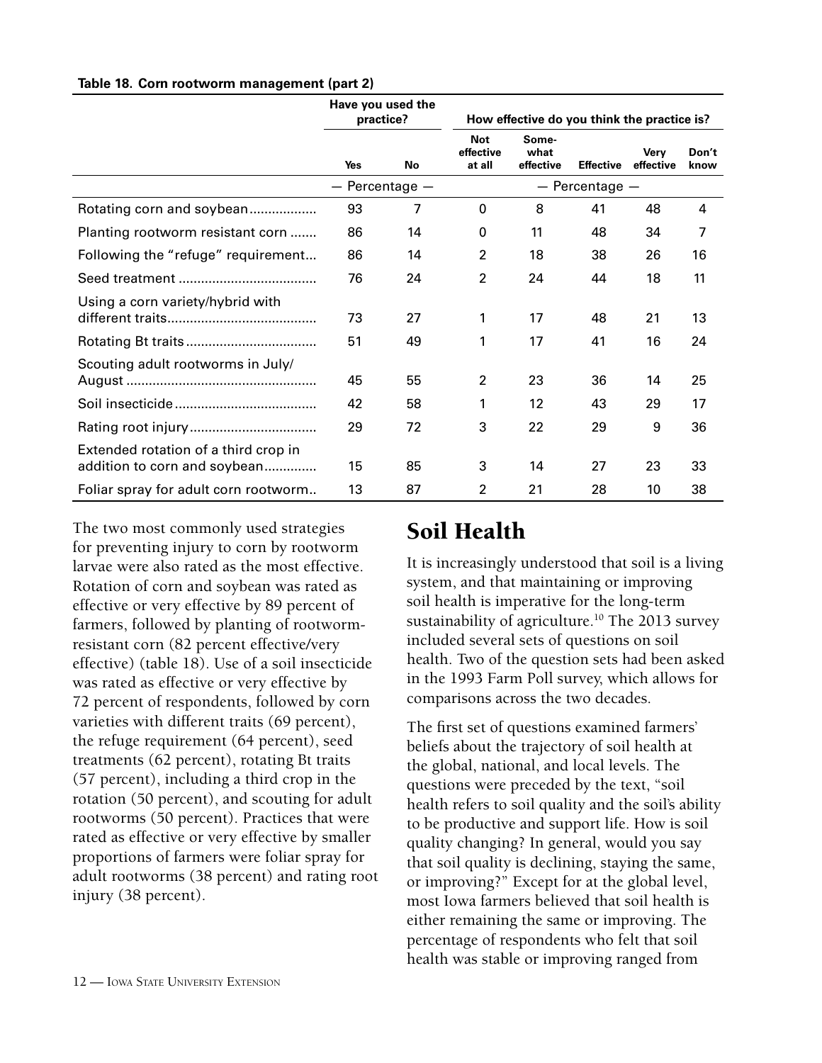**Table 18. Corn rootworm management (part 2)**

| | Have you used the practice? | | How effective do you think the practice is? | | | | |
|---|---|---|---|---|---|---|---|
| | Yes | No | Not effective at all | Some-what effective | Effective | Very effective | Don't know |
| | — Percentage — | | — Percentage — | | | | |
| Rotating corn and soybean | 93 | 7 | 0 | 8 | 41 | 48 | 4 |
| Planting rootworm resistant corn | 86 | 14 | 0 | 11 | 48 | 34 | 7 |
| Following the "refuge" requirement | 86 | 14 | 2 | 18 | 38 | 26 | 16 |
| Seed treatment | 76 | 24 | 2 | 24 | 44 | 18 | 11 |
| Using a corn variety/hybrid with different traits | 73 | 27 | 1 | 17 | 48 | 21 | 13 |
| Rotating Bt traits | 51 | 49 | 1 | 17 | 41 | 16 | 24 |
| Scouting adult rootworms in July/August | 45 | 55 | 2 | 23 | 36 | 14 | 25 |
| Soil insecticide | 42 | 58 | 1 | 12 | 43 | 29 | 17 |
| Rating root injury | 29 | 72 | 3 | 22 | 29 | 9 | 36 |
| Extended rotation of a third crop in addition to corn and soybean | 15 | 85 | 3 | 14 | 27 | 23 | 33 |
| Foliar spray for adult corn rootworm | 13 | 87 | 2 | 21 | 28 | 10 | 38 |

The two most commonly used strategies for preventing injury to corn by rootworm larvae were also rated as the most effective. Rotation of corn and soybean was rated as effective or very effective by 89 percent of farmers, followed by planting of rootworm-resistant corn (82 percent effective/very effective) (table 18). Use of a soil insecticide was rated as effective or very effective by 72 percent of respondents, followed by corn varieties with different traits (69 percent), the refuge requirement (64 percent), seed treatments (62 percent), rotating Bt traits (57 percent), including a third crop in the rotation (50 percent), and scouting for adult rootworms (50 percent). Practices that were rated as effective or very effective by smaller proportions of farmers were foliar spray for adult rootworms (38 percent) and rating root injury (38 percent).

# Soil Health

It is increasingly understood that soil is a living system, and that maintaining or improving soil health is imperative for the long-term sustainability of agriculture.[10] The 2013 survey included several sets of questions on soil health. Two of the question sets had been asked in the 1993 Farm Poll survey, which allows for comparisons across the two decades.

The first set of questions examined farmers' beliefs about the trajectory of soil health at the global, national, and local levels. The questions were preceded by the text, "soil health refers to soil quality and the soil's ability to be productive and support life. How is soil quality changing? In general, would you say that soil quality is declining, staying the same, or improving?" Except for at the global level, most Iowa farmers believed that soil health is either remaining the same or improving. The percentage of respondents who felt that soil health was stable or improving ranged from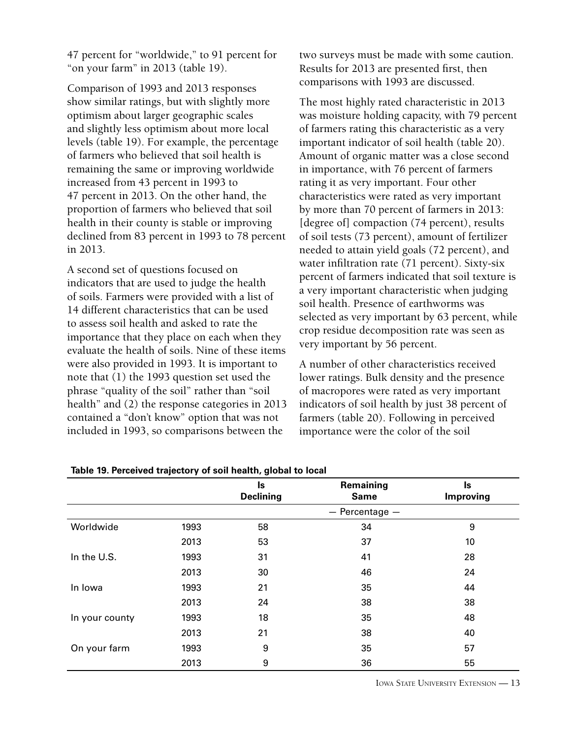47 percent for "worldwide," to 91 percent for "on your farm" in 2013 (table 19).

Comparison of 1993 and 2013 responses show similar ratings, but with slightly more optimism about larger geographic scales and slightly less optimism about more local levels (table 19). For example, the percentage of farmers who believed that soil health is remaining the same or improving worldwide increased from 43 percent in 1993 to 47 percent in 2013. On the other hand, the proportion of farmers who believed that soil health in their county is stable or improving declined from 83 percent in 1993 to 78 percent in 2013.

A second set of questions focused on indicators that are used to judge the health of soils. Farmers were provided with a list of 14 different characteristics that can be used to assess soil health and asked to rate the importance that they place on each when they evaluate the health of soils. Nine of these items were also provided in 1993. It is important to note that (1) the 1993 question set used the phrase "quality of the soil" rather than "soil health" and (2) the response categories in 2013 contained a "don't know" option that was not included in 1993, so comparisons between the two surveys must be made with some caution. Results for 2013 are presented first, then comparisons with 1993 are discussed.

The most highly rated characteristic in 2013 was moisture holding capacity, with 79 percent of farmers rating this characteristic as a very important indicator of soil health (table 20). Amount of organic matter was a close second in importance, with 76 percent of farmers rating it as very important. Four other characteristics were rated as very important by more than 70 percent of farmers in 2013: [degree of] compaction (74 percent), results of soil tests (73 percent), amount of fertilizer needed to attain yield goals (72 percent), and water infiltration rate (71 percent). Sixty-six percent of farmers indicated that soil texture is a very important characteristic when judging soil health. Presence of earthworms was selected as very important by 63 percent, while crop residue decomposition rate was seen as very important by 56 percent.

A number of other characteristics received lower ratings. Bulk density and the presence of macropores were rated as very important indicators of soil health by just 38 percent of farmers (table 20). Following in perceived importance were the color of the soil

**Table 19. Perceived trajectory of soil health, global to local**

| | | Is Declining | Remaining Same | Is Improving |
|---|---|---|---|---|
| | | | — Percentage — | |
| Worldwide | 1993 | 58 | 34 | 9 |
| | 2013 | 53 | 37 | 10 |
| In the U.S. | 1993 | 31 | 41 | 28 |
| | 2013 | 30 | 46 | 24 |
| In Iowa | 1993 | 21 | 35 | 44 |
| | 2013 | 24 | 38 | 38 |
| In your county | 1993 | 18 | 35 | 48 |
| | 2013 | 21 | 38 | 40 |
| On your farm | 1993 | 9 | 35 | 57 |
| | 2013 | 9 | 36 | 55 |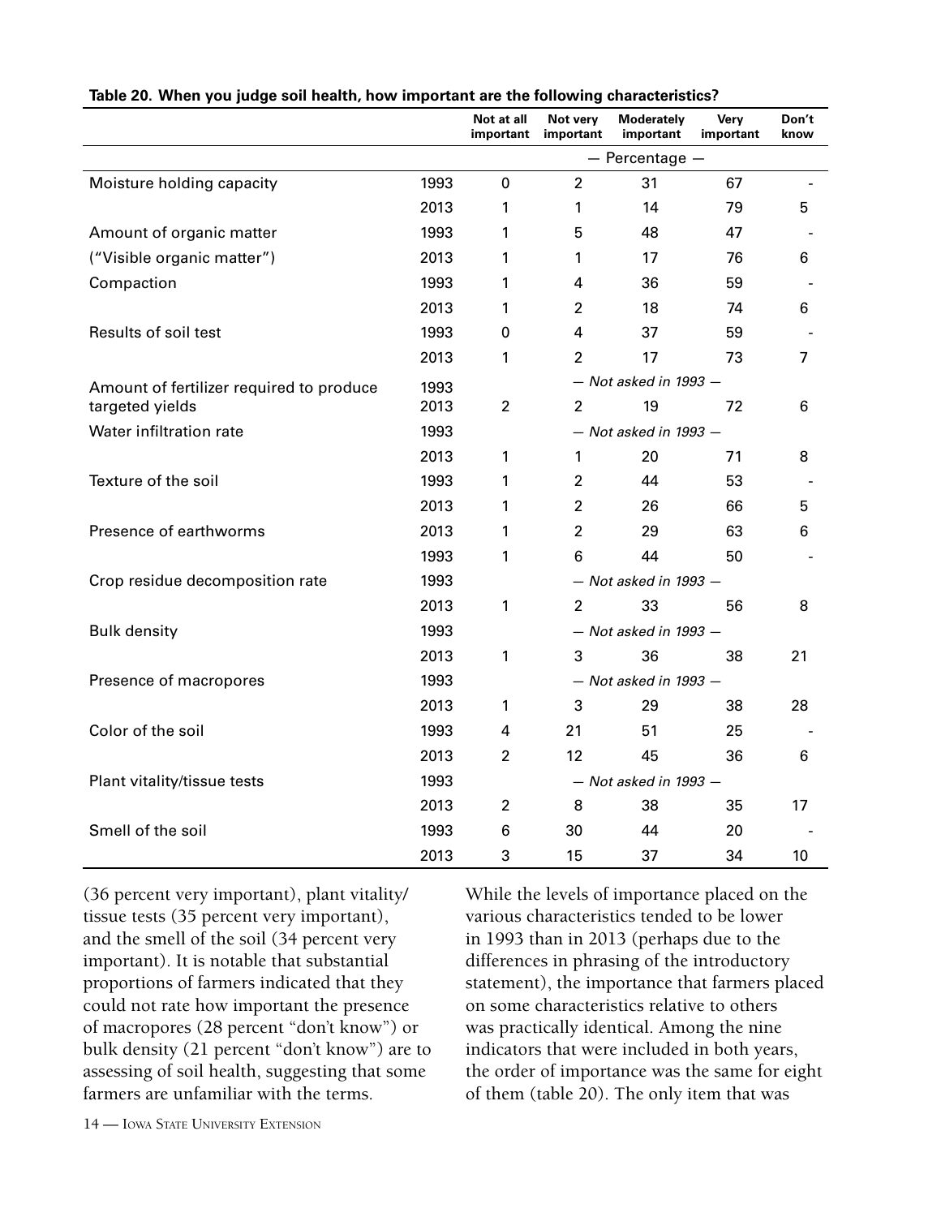**Table 20. When you judge soil health, how important are the following characteristics?**

| | | Not at all important | Not very important | Moderately important | Very important | Don't know |
|---|---|---|---|---|---|---|
| | | — Percentage — | | | | |
| Moisture holding capacity | 1993 | 0 | 2 | 31 | 67 | - |
| | 2013 | 1 | 1 | 14 | 79 | 5 |
| Amount of organic matter | 1993 | 1 | 5 | 48 | 47 | - |
| ("Visible organic matter") | 2013 | 1 | 1 | 17 | 76 | 6 |
| Compaction | 1993 | 1 | 4 | 36 | 59 | - |
| | 2013 | 1 | 2 | 18 | 74 | 6 |
| Results of soil test | 1993 | 0 | 4 | 37 | 59 | - |
| | 2013 | 1 | 2 | 17 | 73 | 7 |
| Amount of fertilizer required to produce targeted yields | 1993 | *— Not asked in 1993 —* | | | | |
| | 2013 | 2 | 2 | 19 | 72 | 6 |
| Water infiltration rate | 1993 | *— Not asked in 1993 —* | | | | |
| | 2013 | 1 | 1 | 20 | 71 | 8 |
| Texture of the soil | 1993 | 1 | 2 | 44 | 53 | - |
| | 2013 | 1 | 2 | 26 | 66 | 5 |
| Presence of earthworms | 2013 | 1 | 2 | 29 | 63 | 6 |
| | 1993 | 1 | 6 | 44 | 50 | - |
| Crop residue decomposition rate | 1993 | *— Not asked in 1993 —* | | | | |
| | 2013 | 1 | 2 | 33 | 56 | 8 |
| Bulk density | 1993 | *— Not asked in 1993 —* | | | | |
| | 2013 | 1 | 3 | 36 | 38 | 21 |
| Presence of macropores | 1993 | *— Not asked in 1993 —* | | | | |
| | 2013 | 1 | 3 | 29 | 38 | 28 |
| Color of the soil | 1993 | 4 | 21 | 51 | 25 | - |
| | 2013 | 2 | 12 | 45 | 36 | 6 |
| Plant vitality/tissue tests | 1993 | *— Not asked in 1993 —* | | | | |
| | 2013 | 2 | 8 | 38 | 35 | 17 |
| Smell of the soil | 1993 | 6 | 30 | 44 | 20 | - |
| | 2013 | 3 | 15 | 37 | 34 | 10 |

(36 percent very important), plant vitality/tissue tests (35 percent very important), and the smell of the soil (34 percent very important). It is notable that substantial proportions of farmers indicated that they could not rate how important the presence of macropores (28 percent "don't know") or bulk density (21 percent "don't know") are to assessing of soil health, suggesting that some farmers are unfamiliar with the terms.

While the levels of importance placed on the various characteristics tended to be lower in 1993 than in 2013 (perhaps due to the differences in phrasing of the introductory statement), the importance that farmers placed on some characteristics relative to others was practically identical. Among the nine indicators that were included in both years, the order of importance was the same for eight of them (table 20). The only item that was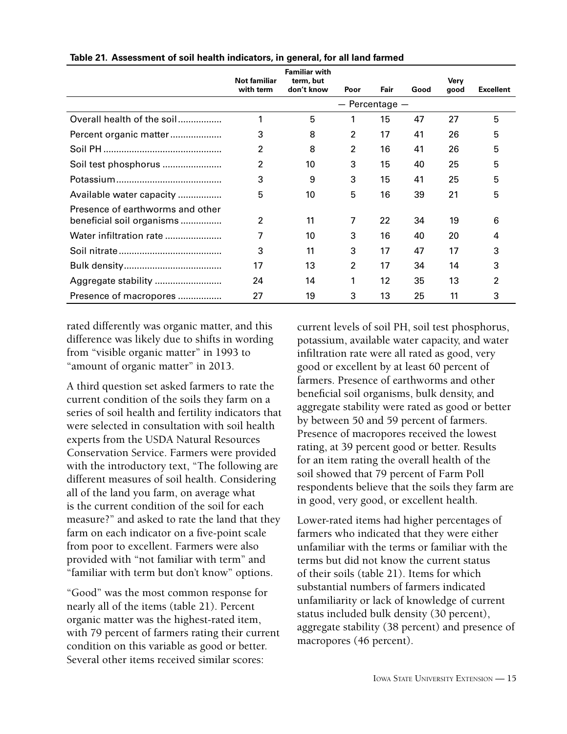**Table 21. Assessment of soil health indicators, in general, for all land farmed**

| | Not familiar with term | Familiar with term, but don't know | Poor | Fair | Good | Very good | Excellent |
|---|---|---|---|---|---|---|---|
| | — Percentage — | | | | | | |
| Overall health of the soil | 1 | 5 | 1 | 15 | 47 | 27 | 5 |
| Percent organic matter | 3 | 8 | 2 | 17 | 41 | 26 | 5 |
| Soil PH | 2 | 8 | 2 | 16 | 41 | 26 | 5 |
| Soil test phosphorus | 2 | 10 | 3 | 15 | 40 | 25 | 5 |
| Potassium | 3 | 9 | 3 | 15 | 41 | 25 | 5 |
| Available water capacity | 5 | 10 | 5 | 16 | 39 | 21 | 5 |
| Presence of earthworms and other beneficial soil organisms | 2 | 11 | 7 | 22 | 34 | 19 | 6 |
| Water infiltration rate | 7 | 10 | 3 | 16 | 40 | 20 | 4 |
| Soil nitrate | 3 | 11 | 3 | 17 | 47 | 17 | 3 |
| Bulk density | 17 | 13 | 2 | 17 | 34 | 14 | 3 |
| Aggregate stability | 24 | 14 | 1 | 12 | 35 | 13 | 2 |
| Presence of macropores | 27 | 19 | 3 | 13 | 25 | 11 | 3 |

rated differently was organic matter, and this difference was likely due to shifts in wording from "visible organic matter" in 1993 to "amount of organic matter" in 2013.

A third question set asked farmers to rate the current condition of the soils they farm on a series of soil health and fertility indicators that were selected in consultation with soil health experts from the USDA Natural Resources Conservation Service. Farmers were provided with the introductory text, "The following are different measures of soil health. Considering all of the land you farm, on average what is the current condition of the soil for each measure?" and asked to rate the land that they farm on each indicator on a five-point scale from poor to excellent. Farmers were also provided with "not familiar with term" and "familiar with term but don't know" options.

"Good" was the most common response for nearly all of the items (table 21). Percent organic matter was the highest-rated item, with 79 percent of farmers rating their current condition on this variable as good or better. Several other items received similar scores: current levels of soil PH, soil test phosphorus, potassium, available water capacity, and water infiltration rate were all rated as good, very good or excellent by at least 60 percent of farmers. Presence of earthworms and other beneficial soil organisms, bulk density, and aggregate stability were rated as good or better by between 50 and 59 percent of farmers. Presence of macropores received the lowest rating, at 39 percent good or better. Results for an item rating the overall health of the soil showed that 79 percent of Farm Poll respondents believe that the soils they farm are in good, very good, or excellent health.

Lower-rated items had higher percentages of farmers who indicated that they were either unfamiliar with the terms or familiar with the terms but did not know the current status of their soils (table 21). Items for which substantial numbers of farmers indicated unfamiliarity or lack of knowledge of current status included bulk density (30 percent), aggregate stability (38 percent) and presence of macropores (46 percent).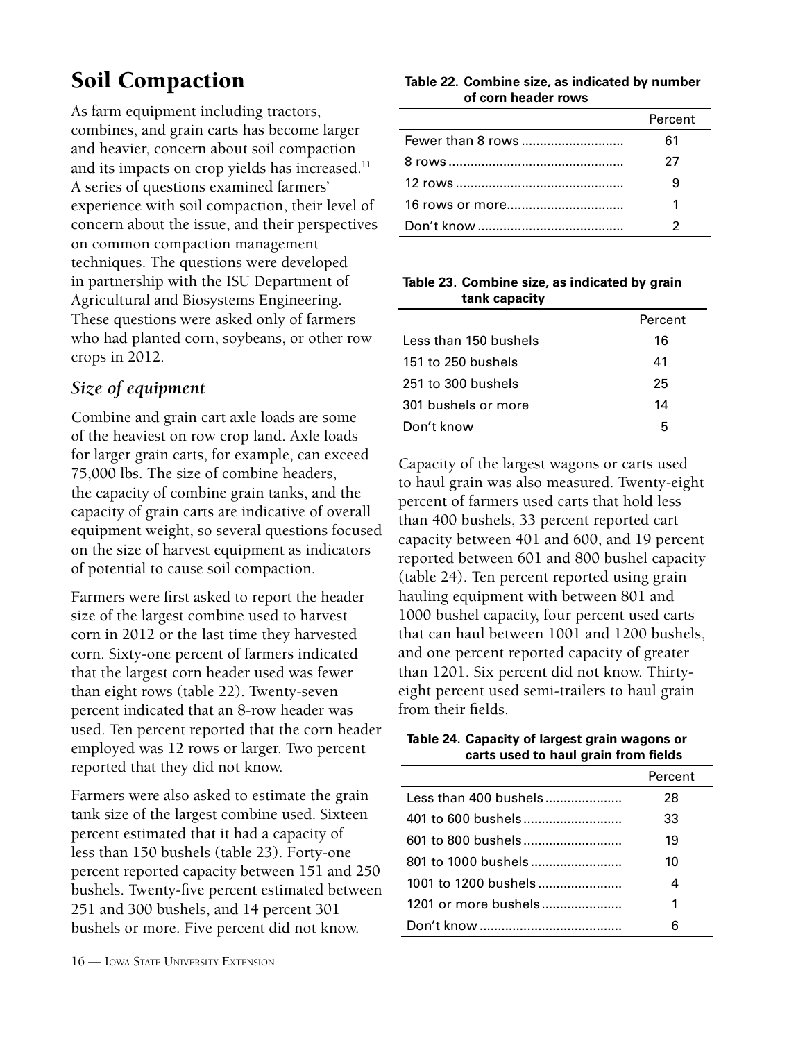# Soil Compaction

As farm equipment including tractors, combines, and grain carts has become larger and heavier, concern about soil compaction and its impacts on crop yields has increased.[11] A series of questions examined farmers' experience with soil compaction, their level of concern about the issue, and their perspectives on common compaction management techniques. The questions were developed in partnership with the ISU Department of Agricultural and Biosystems Engineering. These questions were asked only of farmers who had planted corn, soybeans, or other row crops in 2012.

## *Size of equipment*

Combine and grain cart axle loads are some of the heaviest on row crop land. Axle loads for larger grain carts, for example, can exceed 75,000 lbs. The size of combine headers, the capacity of combine grain tanks, and the capacity of grain carts are indicative of overall equipment weight, so several questions focused on the size of harvest equipment as indicators of potential to cause soil compaction.

Farmers were first asked to report the header size of the largest combine used to harvest corn in 2012 or the last time they harvested corn. Sixty-one percent of farmers indicated that the largest corn header used was fewer than eight rows (table 22). Twenty-seven percent indicated that an 8-row header was used. Ten percent reported that the corn header employed was 12 rows or larger. Two percent reported that they did not know.

Farmers were also asked to estimate the grain tank size of the largest combine used. Sixteen percent estimated that it had a capacity of less than 150 bushels (table 23). Forty-one percent reported capacity between 151 and 250 bushels. Twenty-five percent estimated between 251 and 300 bushels, and 14 percent 301 bushels or more. Five percent did not know.

**Table 22. Combine size, as indicated by number of corn header rows**

| | Percent |
|---|---|
| Fewer than 8 rows | 61 |
| 8 rows | 27 |
| 12 rows | 9 |
| 16 rows or more | 1 |
| Don't know | 2 |

**Table 23. Combine size, as indicated by grain tank capacity**

| | Percent |
|---|---|
| Less than 150 bushels | 16 |
| 151 to 250 bushels | 41 |
| 251 to 300 bushels | 25 |
| 301 bushels or more | 14 |
| Don't know | 5 |

Capacity of the largest wagons or carts used to haul grain was also measured. Twenty-eight percent of farmers used carts that hold less than 400 bushels, 33 percent reported cart capacity between 401 and 600, and 19 percent reported between 601 and 800 bushel capacity (table 24). Ten percent reported using grain hauling equipment with between 801 and 1000 bushel capacity, four percent used carts that can haul between 1001 and 1200 bushels, and one percent reported capacity of greater than 1201. Six percent did not know. Thirty-eight percent used semi-trailers to haul grain from their fields.

**Table 24. Capacity of largest grain wagons or carts used to haul grain from fields**

| | Percent |
|---|---|
| Less than 400 bushels | 28 |
| 401 to 600 bushels | 33 |
| 601 to 800 bushels | 19 |
| 801 to 1000 bushels | 10 |
| 1001 to 1200 bushels | 4 |
| 1201 or more bushels | 1 |
| Don't know | 6 |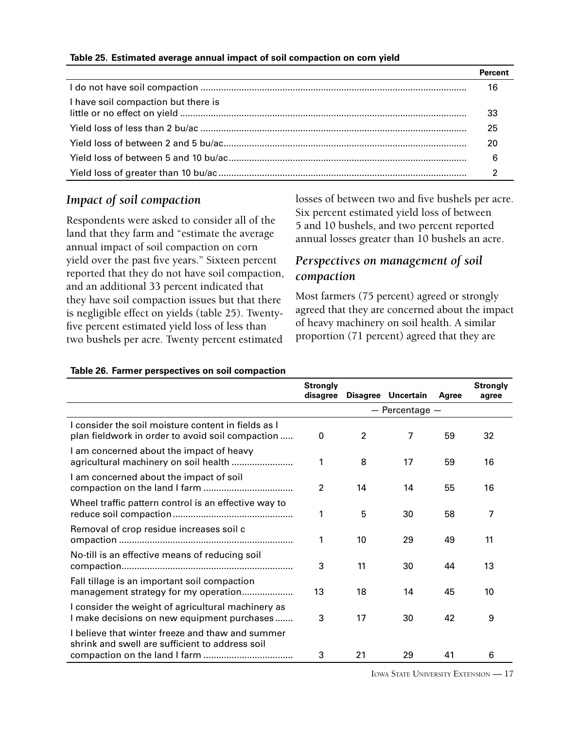**Table 25. Estimated average annual impact of soil compaction on corn yield**

| | Percent |
|---|---|
| I do not have soil compaction | 16 |
| I have soil compaction but there is little or no effect on yield | 33 |
| Yield loss of less than 2 bu/ac | 25 |
| Yield loss of between 2 and 5 bu/ac | 20 |
| Yield loss of between 5 and 10 bu/ac | 6 |
| Yield loss of greater than 10 bu/ac | 2 |

## *Impact of soil compaction*

Respondents were asked to consider all of the land that they farm and "estimate the average annual impact of soil compaction on corn yield over the past five years." Sixteen percent reported that they do not have soil compaction, and an additional 33 percent indicated that they have soil compaction issues but that there is negligible effect on yields (table 25). Twenty-five percent estimated yield loss of less than two bushels per acre. Twenty percent estimated losses of between two and five bushels per acre. Six percent estimated yield loss of between 5 and 10 bushels, and two percent reported annual losses greater than 10 bushels an acre.

## *Perspectives on management of soil compaction*

Most farmers (75 percent) agreed or strongly agreed that they are concerned about the impact of heavy machinery on soil health. A similar proportion (71 percent) agreed that they are

**Table 26. Farmer perspectives on soil compaction**

| | Strongly disagree | Disagree | Uncertain | Agree | Strongly agree |
|---|---|---|---|---|---|
| | — Percentage — | | | | |
| I consider the soil moisture content in fields as I plan fieldwork in order to avoid soil compaction | 0 | 2 | 7 | 59 | 32 |
| I am concerned about the impact of heavy agricultural machinery on soil health | 1 | 8 | 17 | 59 | 16 |
| I am concerned about the impact of soil compaction on the land I farm | 2 | 14 | 14 | 55 | 16 |
| Wheel traffic pattern control is an effective way to reduce soil compaction | 1 | 5 | 30 | 58 | 7 |
| Removal of crop residue increases soil c ompaction | 1 | 10 | 29 | 49 | 11 |
| No-till is an effective means of reducing soil compaction | 3 | 11 | 30 | 44 | 13 |
| Fall tillage is an important soil compaction management strategy for my operation | 13 | 18 | 14 | 45 | 10 |
| I consider the weight of agricultural machinery as I make decisions on new equipment purchases | 3 | 17 | 30 | 42 | 9 |
| I believe that winter freeze and thaw and summer shrink and swell are sufficient to address soil compaction on the land I farm | 3 | 21 | 29 | 41 | 6 |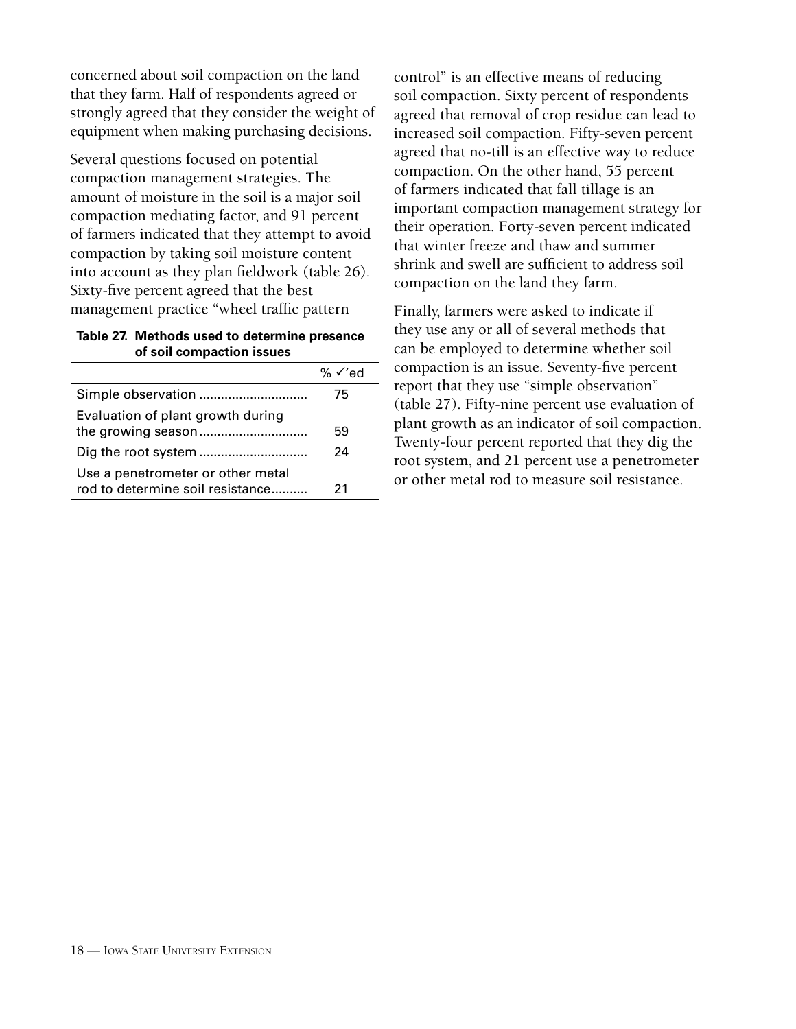concerned about soil compaction on the land that they farm. Half of respondents agreed or strongly agreed that they consider the weight of equipment when making purchasing decisions.

Several questions focused on potential compaction management strategies. The amount of moisture in the soil is a major soil compaction mediating factor, and 91 percent of farmers indicated that they attempt to avoid compaction by taking soil moisture content into account as they plan fieldwork (table 26). Sixty-five percent agreed that the best management practice "wheel traffic pattern control" is an effective means of reducing soil compaction. Sixty percent of respondents agreed that removal of crop residue can lead to increased soil compaction. Fifty-seven percent agreed that no-till is an effective way to reduce compaction. On the other hand, 55 percent of farmers indicated that fall tillage is an important compaction management strategy for their operation. Forty-seven percent indicated that winter freeze and thaw and summer shrink and swell are sufficient to address soil compaction on the land they farm.

**Table 27. Methods used to determine presence of soil compaction issues**

| | % ✓'ed |
|---|---|
| Simple observation | 75 |
| Evaluation of plant growth during the growing season | 59 |
| Dig the root system | 24 |
| Use a penetrometer or other metal rod to determine soil resistance | 21 |

Finally, farmers were asked to indicate if they use any or all of several methods that can be employed to determine whether soil compaction is an issue. Seventy-five percent report that they use "simple observation" (table 27). Fifty-nine percent use evaluation of plant growth as an indicator of soil compaction. Twenty-four percent reported that they dig the root system, and 21 percent use a penetrometer or other metal rod to measure soil resistance.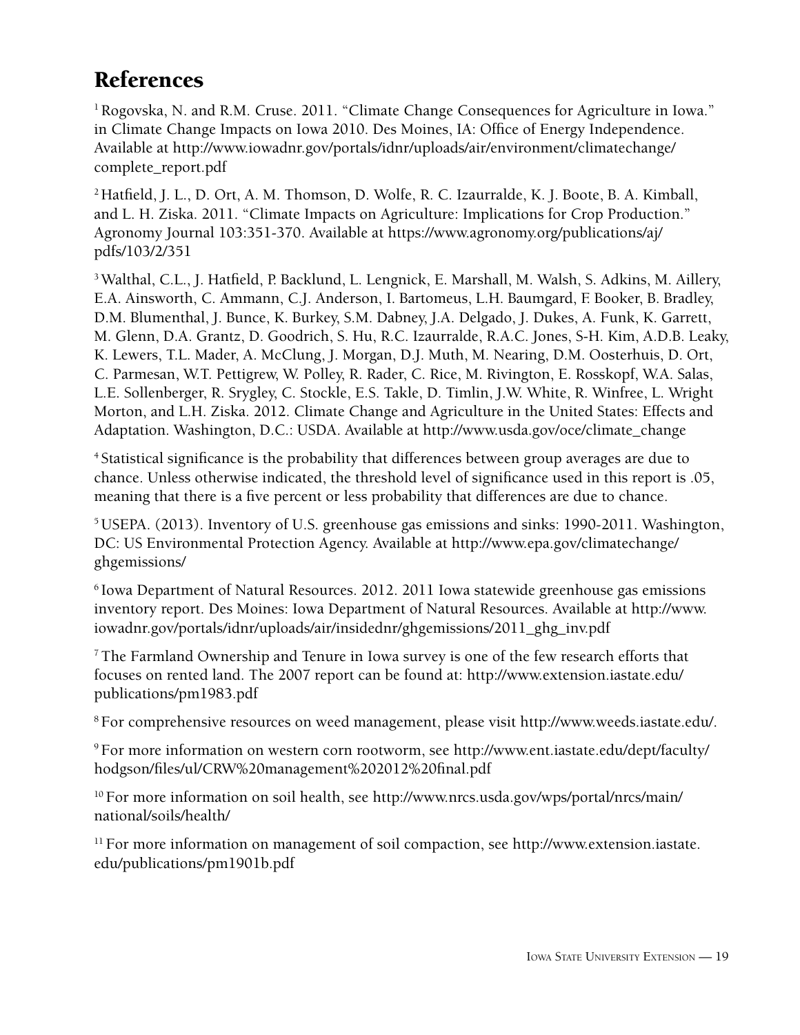# References

[1] Rogovska, N. and R.M. Cruse. 2011. "Climate Change Consequences for Agriculture in Iowa." in Climate Change Impacts on Iowa 2010. Des Moines, IA: Office of Energy Independence. Available at http://www.iowadnr.gov/portals/idnr/uploads/air/environment/climatechange/complete_report.pdf

[2] Hatfield, J. L., D. Ort, A. M. Thomson, D. Wolfe, R. C. Izaurralde, K. J. Boote, B. A. Kimball, and L. H. Ziska. 2011. "Climate Impacts on Agriculture: Implications for Crop Production." Agronomy Journal 103:351-370. Available at https://www.agronomy.org/publications/aj/pdfs/103/2/351

[3] Walthal, C.L., J. Hatfield, P. Backlund, L. Lengnick, E. Marshall, M. Walsh, S. Adkins, M. Aillery, E.A. Ainsworth, C. Ammann, C.J. Anderson, I. Bartomeus, L.H. Baumgard, F. Booker, B. Bradley, D.M. Blumenthal, J. Bunce, K. Burkey, S.M. Dabney, J.A. Delgado, J. Dukes, A. Funk, K. Garrett, M. Glenn, D.A. Grantz, D. Goodrich, S. Hu, R.C. Izaurralde, R.A.C. Jones, S-H. Kim, A.D.B. Leaky, K. Lewers, T.L. Mader, A. McClung, J. Morgan, D.J. Muth, M. Nearing, D.M. Oosterhuis, D. Ort, C. Parmesan, W.T. Pettigrew, W. Polley, R. Rader, C. Rice, M. Rivington, E. Rosskopf, W.A. Salas, L.E. Sollenberger, R. Srygley, C. Stockle, E.S. Takle, D. Timlin, J.W. White, R. Winfree, L. Wright Morton, and L.H. Ziska. 2012. Climate Change and Agriculture in the United States: Effects and Adaptation. Washington, D.C.: USDA. Available at http://www.usda.gov/oce/climate_change

[4] Statistical significance is the probability that differences between group averages are due to chance. Unless otherwise indicated, the threshold level of significance used in this report is .05, meaning that there is a five percent or less probability that differences are due to chance.

[5] USEPA. (2013). Inventory of U.S. greenhouse gas emissions and sinks: 1990-2011. Washington, DC: US Environmental Protection Agency. Available at http://www.epa.gov/climatechange/ghgemissions/

[6] Iowa Department of Natural Resources. 2012. 2011 Iowa statewide greenhouse gas emissions inventory report. Des Moines: Iowa Department of Natural Resources. Available at http://www.iowadnr.gov/portals/idnr/uploads/air/insidednr/ghgemissions/2011_ghg_inv.pdf

[7] The Farmland Ownership and Tenure in Iowa survey is one of the few research efforts that focuses on rented land. The 2007 report can be found at: http://www.extension.iastate.edu/publications/pm1983.pdf

[8] For comprehensive resources on weed management, please visit http://www.weeds.iastate.edu/.

[9] For more information on western corn rootworm, see http://www.ent.iastate.edu/dept/faculty/hodgson/files/ul/CRW%20management%202012%20final.pdf

[10] For more information on soil health, see http://www.nrcs.usda.gov/wps/portal/nrcs/main/national/soils/health/

[11] For more information on management of soil compaction, see http://www.extension.iastate.edu/publications/pm1901b.pdf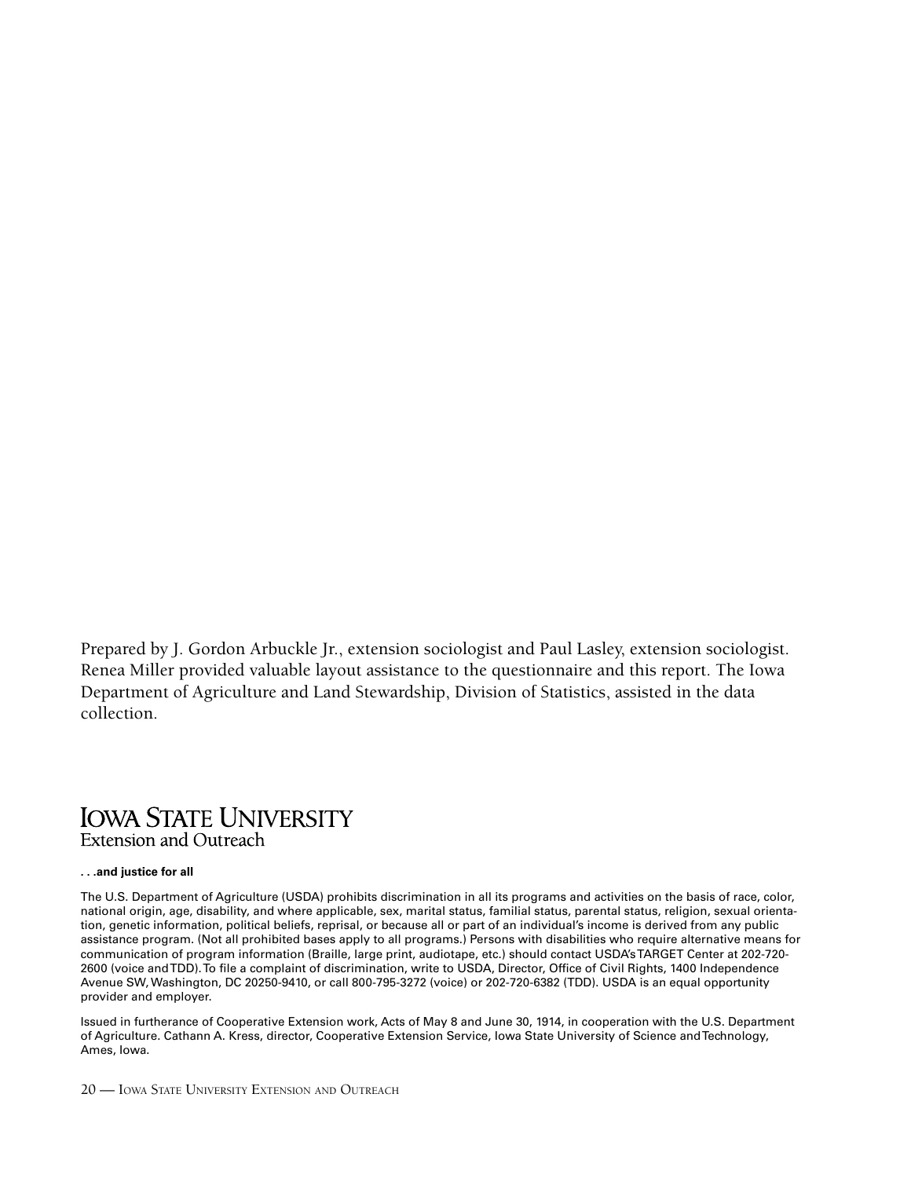Prepared by J. Gordon Arbuckle Jr., extension sociologist and Paul Lasley, extension sociologist. Renea Miller provided valuable layout assistance to the questionnaire and this report. The Iowa Department of Agriculture and Land Stewardship, Division of Statistics, assisted in the data collection.

IOWA STATE UNIVERSITY
Extension and Outreach

**. . .and justice for all**

The U.S. Department of Agriculture (USDA) prohibits discrimination in all its programs and activities on the basis of race, color, national origin, age, disability, and where applicable, sex, marital status, familial status, parental status, religion, sexual orientation, genetic information, political beliefs, reprisal, or because all or part of an individual's income is derived from any public assistance program. (Not all prohibited bases apply to all programs.) Persons with disabilities who require alternative means for communication of program information (Braille, large print, audiotape, etc.) should contact USDA's TARGET Center at 202-720-2600 (voice and TDD). To file a complaint of discrimination, write to USDA, Director, Office of Civil Rights, 1400 Independence Avenue SW, Washington, DC 20250-9410, or call 800-795-3272 (voice) or 202-720-6382 (TDD). USDA is an equal opportunity provider and employer.

Issued in furtherance of Cooperative Extension work, Acts of May 8 and June 30, 1914, in cooperation with the U.S. Department of Agriculture. Cathann A. Kress, director, Cooperative Extension Service, Iowa State University of Science and Technology, Ames, Iowa.